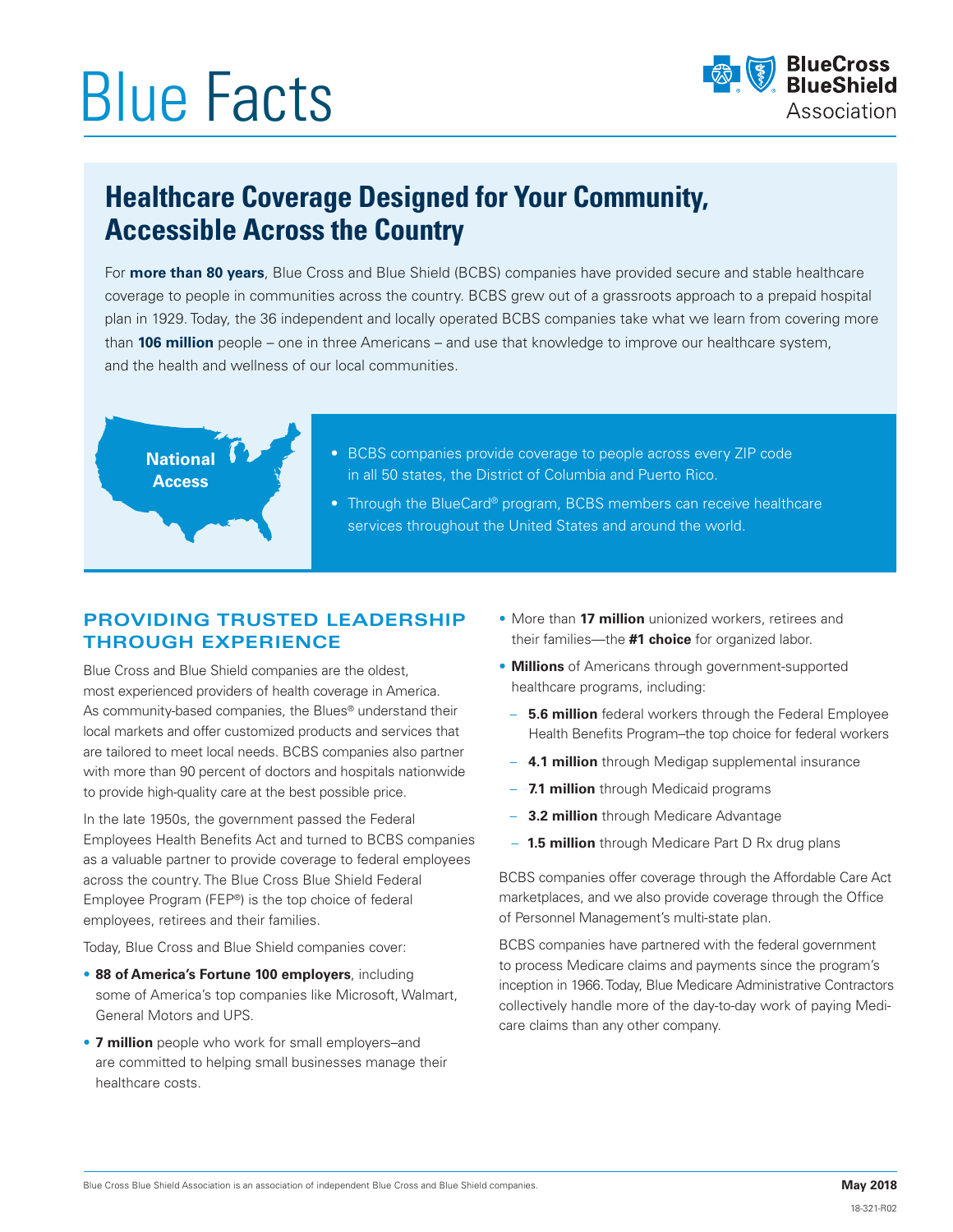# Blue Facts

BlueCross BlueShield Association

## Healthcare Coverage Designed for Your Community, Accessible Across the Country

For **more than 80 years**, Blue Cross and Blue Shield (BCBS) companies have provided secure and stable healthcare coverage to people in communities across the country. BCBS grew out of a grassroots approach to a prepaid hospital plan in 1929. Today, the 36 independent and locally operated BCBS companies take what we learn from covering more than **106 million** people – one in three Americans – and use that knowledge to improve our healthcare system, and the health and wellness of our local communities.

**National Access**

- BCBS companies provide coverage to people across every ZIP code in all 50 states, the District of Columbia and Puerto Rico.
- Through the BlueCard® program, BCBS members can receive healthcare services throughout the United States and around the world.

## PROVIDING TRUSTED LEADERSHIP THROUGH EXPERIENCE

Blue Cross and Blue Shield companies are the oldest, most experienced providers of health coverage in America. As community-based companies, the Blues® understand their local markets and offer customized products and services that are tailored to meet local needs. BCBS companies also partner with more than 90 percent of doctors and hospitals nationwide to provide high-quality care at the best possible price.

In the late 1950s, the government passed the Federal Employees Health Benefits Act and turned to BCBS companies as a valuable partner to provide coverage to federal employees across the country. The Blue Cross Blue Shield Federal Employee Program (FEP®) is the top choice of federal employees, retirees and their families.

Today, Blue Cross and Blue Shield companies cover:

- **88 of America's Fortune 100 employers**, including some of America's top companies like Microsoft, Walmart, General Motors and UPS.
- **7 million** people who work for small employers–and are committed to helping small businesses manage their healthcare costs.
- More than **17 million** unionized workers, retirees and their families—the **#1 choice** for organized labor.
- **Millions** of Americans through government-supported healthcare programs, including:
  - **5.6 million** federal workers through the Federal Employee Health Benefits Program–the top choice for federal workers
  - **4.1 million** through Medigap supplemental insurance
  - **7.1 million** through Medicaid programs
  - **3.2 million** through Medicare Advantage
  - **1.5 million** through Medicare Part D Rx drug plans

BCBS companies offer coverage through the Affordable Care Act marketplaces, and we also provide coverage through the Office of Personnel Management's multi-state plan.

BCBS companies have partnered with the federal government to process Medicare claims and payments since the program's inception in 1966. Today, Blue Medicare Administrative Contractors collectively handle more of the day-to-day work of paying Medicare claims than any other company.

Blue Cross Blue Shield Association is an association of independent Blue Cross and Blue Shield companies.

**May 2018**

18-321-R02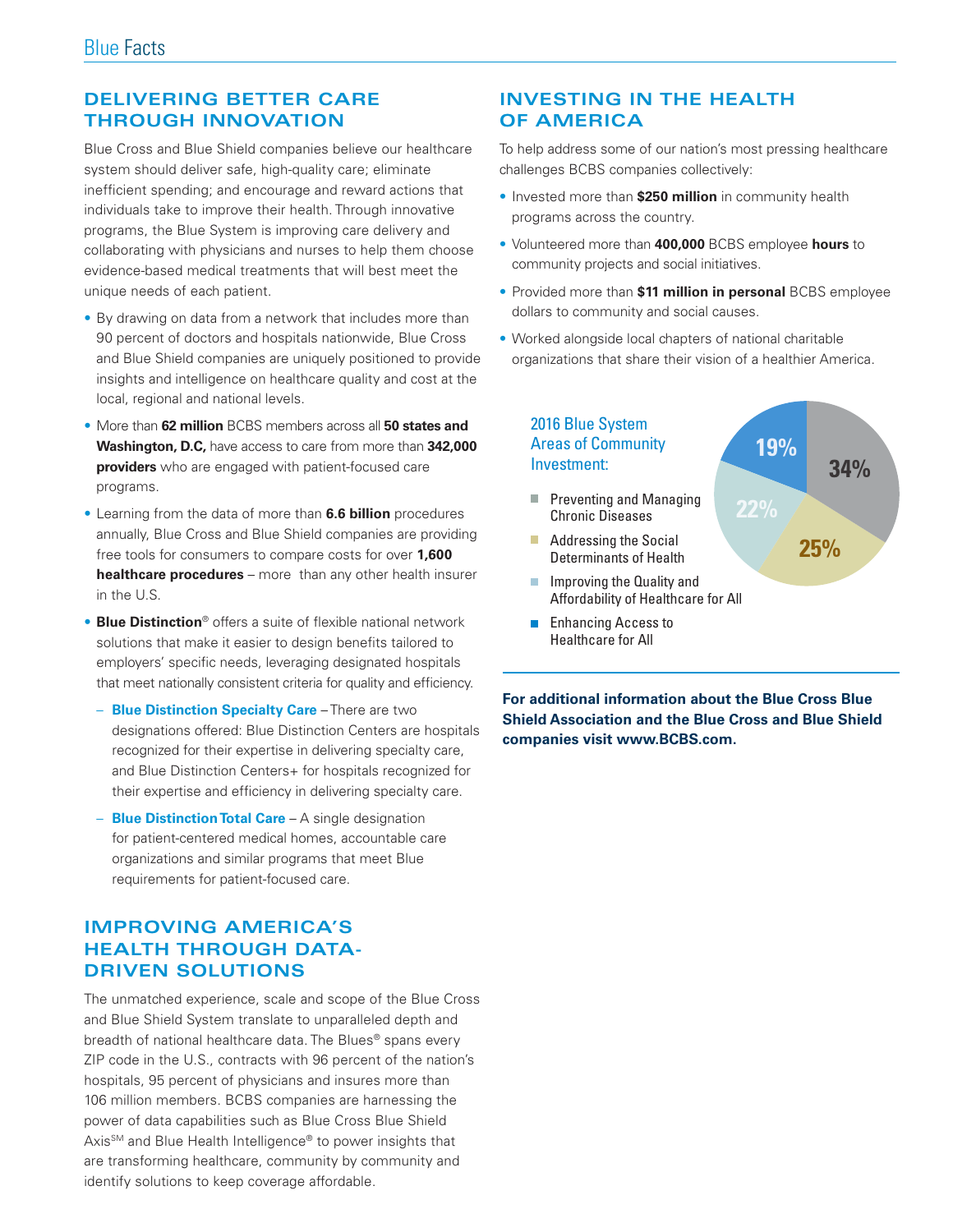## DELIVERING BETTER CARE THROUGH INNOVATION

Blue Cross and Blue Shield companies believe our healthcare system should deliver safe, high-quality care; eliminate inefficient spending; and encourage and reward actions that individuals take to improve their health. Through innovative programs, the Blue System is improving care delivery and collaborating with physicians and nurses to help them choose evidence-based medical treatments that will best meet the unique needs of each patient.

- By drawing on data from a network that includes more than 90 percent of doctors and hospitals nationwide, Blue Cross and Blue Shield companies are uniquely positioned to provide insights and intelligence on healthcare quality and cost at the local, regional and national levels.
- More than **62 million** BCBS members across all **50 states and Washington, D.C,** have access to care from more than **342,000 providers** who are engaged with patient-focused care programs.
- Learning from the data of more than **6.6 billion** procedures annually, Blue Cross and Blue Shield companies are providing free tools for consumers to compare costs for over **1,600 healthcare procedures** – more than any other health insurer in the U.S.
- **Blue Distinction**® offers a suite of flexible national network solutions that make it easier to design benefits tailored to employers' specific needs, leveraging designated hospitals that meet nationally consistent criteria for quality and efficiency.
  - **Blue Distinction Specialty Care** – There are two designations offered: Blue Distinction Centers are hospitals recognized for their expertise in delivering specialty care, and Blue Distinction Centers+ for hospitals recognized for their expertise and efficiency in delivering specialty care.
  - **Blue Distinction Total Care** – A single designation for patient-centered medical homes, accountable care organizations and similar programs that meet Blue requirements for patient-focused care.

## IMPROVING AMERICA'S HEALTH THROUGH DATA-DRIVEN SOLUTIONS

The unmatched experience, scale and scope of the Blue Cross and Blue Shield System translate to unparalleled depth and breadth of national healthcare data. The Blues® spans every ZIP code in the U.S., contracts with 96 percent of the nation's hospitals, 95 percent of physicians and insures more than 106 million members. BCBS companies are harnessing the power of data capabilities such as Blue Cross Blue Shield Axis℠ and Blue Health Intelligence® to power insights that are transforming healthcare, community by community and identify solutions to keep coverage affordable.

## INVESTING IN THE HEALTH OF AMERICA

To help address some of our nation's most pressing healthcare challenges BCBS companies collectively:

- Invested more than **$250 million** in community health programs across the country.
- Volunteered more than **400,000** BCBS employee **hours** to community projects and social initiatives.
- Provided more than **$11 million in personal** BCBS employee dollars to community and social causes.
- Worked alongside local chapters of national charitable organizations that share their vision of a healthier America.

2016 Blue System Areas of Community Investment:

- Preventing and Managing Chronic Diseases
- Addressing the Social Determinants of Health
- Improving the Quality and Affordability of Healthcare for All
- Enhancing Access to Healthcare for All

34%
25%
22%
19%

**For additional information about the Blue Cross Blue Shield Association and the Blue Cross and Blue Shield companies visit www.BCBS.com.**